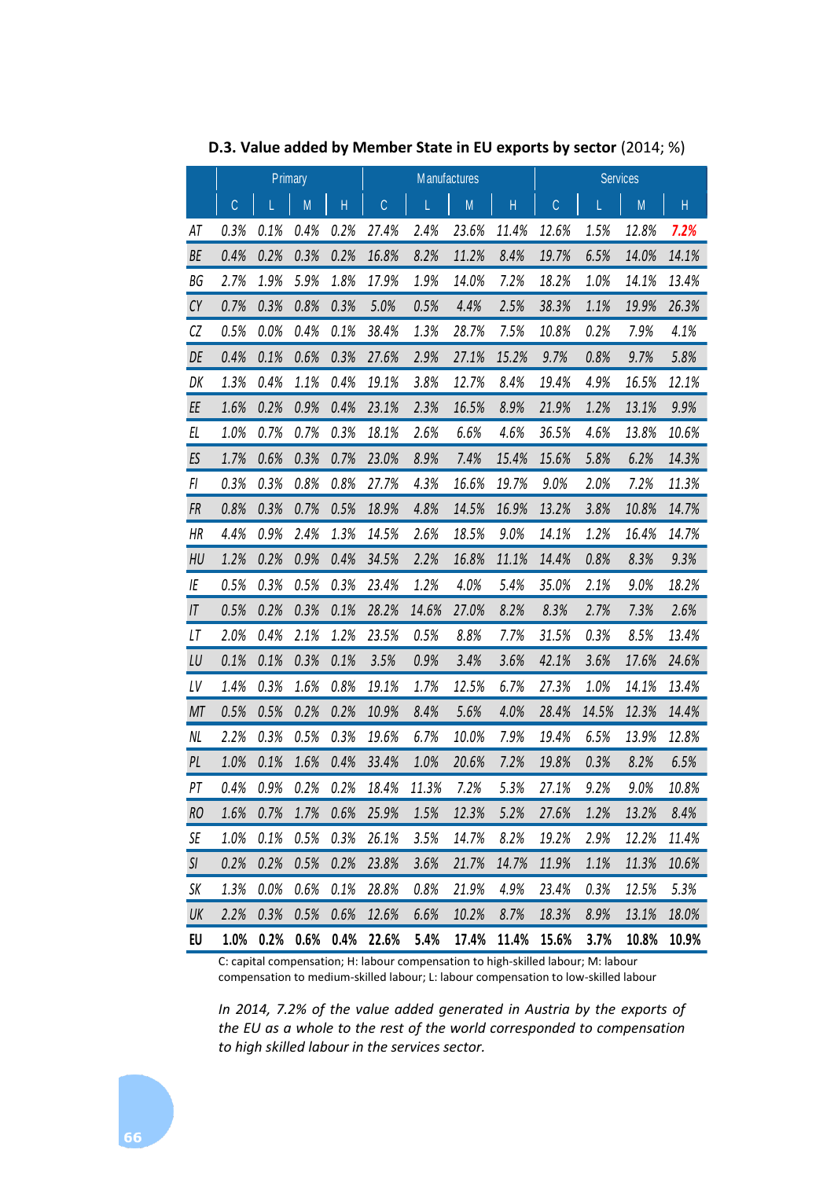**D.3. Value added by Member State in EU exports by sector** (2014; %)

| | Primary | | | | Manufactures | | | | Services | | | |
|---|---|---|---|---|---|---|---|---|---|---|---|---|
| | C | L | M | H | C | L | M | H | C | L | M | H |
| *AT* | *0.3%* | *0.1%* | *0.4%* | *0.2%* | *27.4%* | *2.4%* | *23.6%* | *11.4%* | *12.6%* | *1.5%* | *12.8%* | ***7.2%*** |
| *BE* | *0.4%* | *0.2%* | *0.3%* | *0.2%* | *16.8%* | *8.2%* | *11.2%* | *8.4%* | *19.7%* | *6.5%* | *14.0%* | *14.1%* |
| *BG* | *2.7%* | *1.9%* | *5.9%* | *1.8%* | *17.9%* | *1.9%* | *14.0%* | *7.2%* | *18.2%* | *1.0%* | *14.1%* | *13.4%* |
| *CY* | *0.7%* | *0.3%* | *0.8%* | *0.3%* | *5.0%* | *0.5%* | *4.4%* | *2.5%* | *38.3%* | *1.1%* | *19.9%* | *26.3%* |
| *CZ* | *0.5%* | *0.0%* | *0.4%* | *0.1%* | *38.4%* | *1.3%* | *28.7%* | *7.5%* | *10.8%* | *0.2%* | *7.9%* | *4.1%* |
| *DE* | *0.4%* | *0.1%* | *0.6%* | *0.3%* | *27.6%* | *2.9%* | *27.1%* | *15.2%* | *9.7%* | *0.8%* | *9.7%* | *5.8%* |
| *DK* | *1.3%* | *0.4%* | *1.1%* | *0.4%* | *19.1%* | *3.8%* | *12.7%* | *8.4%* | *19.4%* | *4.9%* | *16.5%* | *12.1%* |
| *EE* | *1.6%* | *0.2%* | *0.9%* | *0.4%* | *23.1%* | *2.3%* | *16.5%* | *8.9%* | *21.9%* | *1.2%* | *13.1%* | *9.9%* |
| *EL* | *1.0%* | *0.7%* | *0.7%* | *0.3%* | *18.1%* | *2.6%* | *6.6%* | *4.6%* | *36.5%* | *4.6%* | *13.8%* | *10.6%* |
| *ES* | *1.7%* | *0.6%* | *0.3%* | *0.7%* | *23.0%* | *8.9%* | *7.4%* | *15.4%* | *15.6%* | *5.8%* | *6.2%* | *14.3%* |
| *FI* | *0.3%* | *0.3%* | *0.8%* | *0.8%* | *27.7%* | *4.3%* | *16.6%* | *19.7%* | *9.0%* | *2.0%* | *7.2%* | *11.3%* |
| *FR* | *0.8%* | *0.3%* | *0.7%* | *0.5%* | *18.9%* | *4.8%* | *14.5%* | *16.9%* | *13.2%* | *3.8%* | *10.8%* | *14.7%* |
| *HR* | *4.4%* | *0.9%* | *2.4%* | *1.3%* | *14.5%* | *2.6%* | *18.5%* | *9.0%* | *14.1%* | *1.2%* | *16.4%* | *14.7%* |
| *HU* | *1.2%* | *0.2%* | *0.9%* | *0.4%* | *34.5%* | *2.2%* | *16.8%* | *11.1%* | *14.4%* | *0.8%* | *8.3%* | *9.3%* |
| *IE* | *0.5%* | *0.3%* | *0.5%* | *0.3%* | *23.4%* | *1.2%* | *4.0%* | *5.4%* | *35.0%* | *2.1%* | *9.0%* | *18.2%* |
| *IT* | *0.5%* | *0.2%* | *0.3%* | *0.1%* | *28.2%* | *14.6%* | *27.0%* | *8.2%* | *8.3%* | *2.7%* | *7.3%* | *2.6%* |
| *LT* | *2.0%* | *0.4%* | *2.1%* | *1.2%* | *23.5%* | *0.5%* | *8.8%* | *7.7%* | *31.5%* | *0.3%* | *8.5%* | *13.4%* |
| *LU* | *0.1%* | *0.1%* | *0.3%* | *0.1%* | *3.5%* | *0.9%* | *3.4%* | *3.6%* | *42.1%* | *3.6%* | *17.6%* | *24.6%* |
| *LV* | *1.4%* | *0.3%* | *1.6%* | *0.8%* | *19.1%* | *1.7%* | *12.5%* | *6.7%* | *27.3%* | *1.0%* | *14.1%* | *13.4%* |
| *MT* | *0.5%* | *0.5%* | *0.2%* | *0.2%* | *10.9%* | *8.4%* | *5.6%* | *4.0%* | *28.4%* | *14.5%* | *12.3%* | *14.4%* |
| *NL* | *2.2%* | *0.3%* | *0.5%* | *0.3%* | *19.6%* | *6.7%* | *10.0%* | *7.9%* | *19.4%* | *6.5%* | *13.9%* | *12.8%* |
| *PL* | *1.0%* | *0.1%* | *1.6%* | *0.4%* | *33.4%* | *1.0%* | *20.6%* | *7.2%* | *19.8%* | *0.3%* | *8.2%* | *6.5%* |
| *PT* | *0.4%* | *0.9%* | *0.2%* | *0.2%* | *18.4%* | *11.3%* | *7.2%* | *5.3%* | *27.1%* | *9.2%* | *9.0%* | *10.8%* |
| *RO* | *1.6%* | *0.7%* | *1.7%* | *0.6%* | *25.9%* | *1.5%* | *12.3%* | *5.2%* | *27.6%* | *1.2%* | *13.2%* | *8.4%* |
| *SE* | *1.0%* | *0.1%* | *0.5%* | *0.3%* | *26.1%* | *3.5%* | *14.7%* | *8.2%* | *19.2%* | *2.9%* | *12.2%* | *11.4%* |
| *SI* | *0.2%* | *0.2%* | *0.5%* | *0.2%* | *23.8%* | *3.6%* | *21.7%* | *14.7%* | *11.9%* | *1.1%* | *11.3%* | *10.6%* |
| *SK* | *1.3%* | *0.0%* | *0.6%* | *0.1%* | *28.8%* | *0.8%* | *21.9%* | *4.9%* | *23.4%* | *0.3%* | *12.5%* | *5.3%* |
| *UK* | *2.2%* | *0.3%* | *0.5%* | *0.6%* | *12.6%* | *6.6%* | *10.2%* | *8.7%* | *18.3%* | *8.9%* | *13.1%* | *18.0%* |
| **EU** | **1.0%** | **0.2%** | **0.6%** | **0.4%** | **22.6%** | **5.4%** | **17.4%** | **11.4%** | **15.6%** | **3.7%** | **10.8%** | **10.9%** |

C: capital compensation; H: labour compensation to high-skilled labour; M: labour compensation to medium-skilled labour; L: labour compensation to low-skilled labour

*In 2014, 7.2% of the value added generated in Austria by the exports of the EU as a whole to the rest of the world corresponded to compensation to high skilled labour in the services sector.*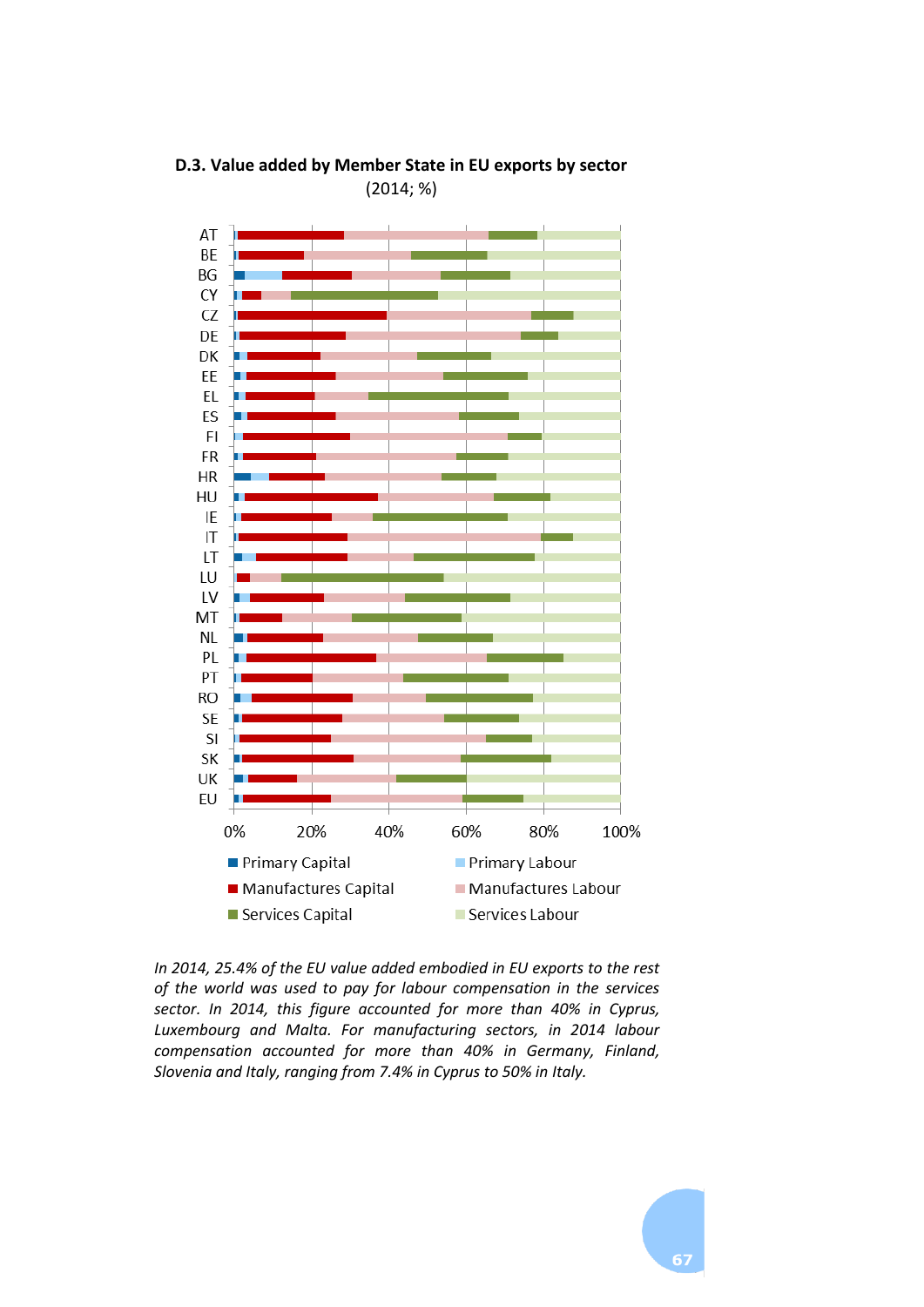**D.3. Value added by Member State in EU exports by sector**

(2014; %)

AT
BE
BG
CY
CZ
DE
DK
EE
EL
ES
FI
FR
HR
HU
IE
IT
LT
LU
LV
MT
NL
PL
PT
RO
SE
SI
SK
UK
EU

0% 20% 40% 60% 80% 100%

Primary Capital
Primary Labour
Manufactures Capital
Manufactures Labour
Services Capital
Services Labour

*In 2014, 25.4% of the EU value added embodied in EU exports to the rest of the world was used to pay for labour compensation in the services sector. In 2014, this figure accounted for more than 40% in Cyprus, Luxembourg and Malta. For manufacturing sectors, in 2014 labour compensation accounted for more than 40% in Germany, Finland, Slovenia and Italy, ranging from 7.4% in Cyprus to 50% in Italy.*